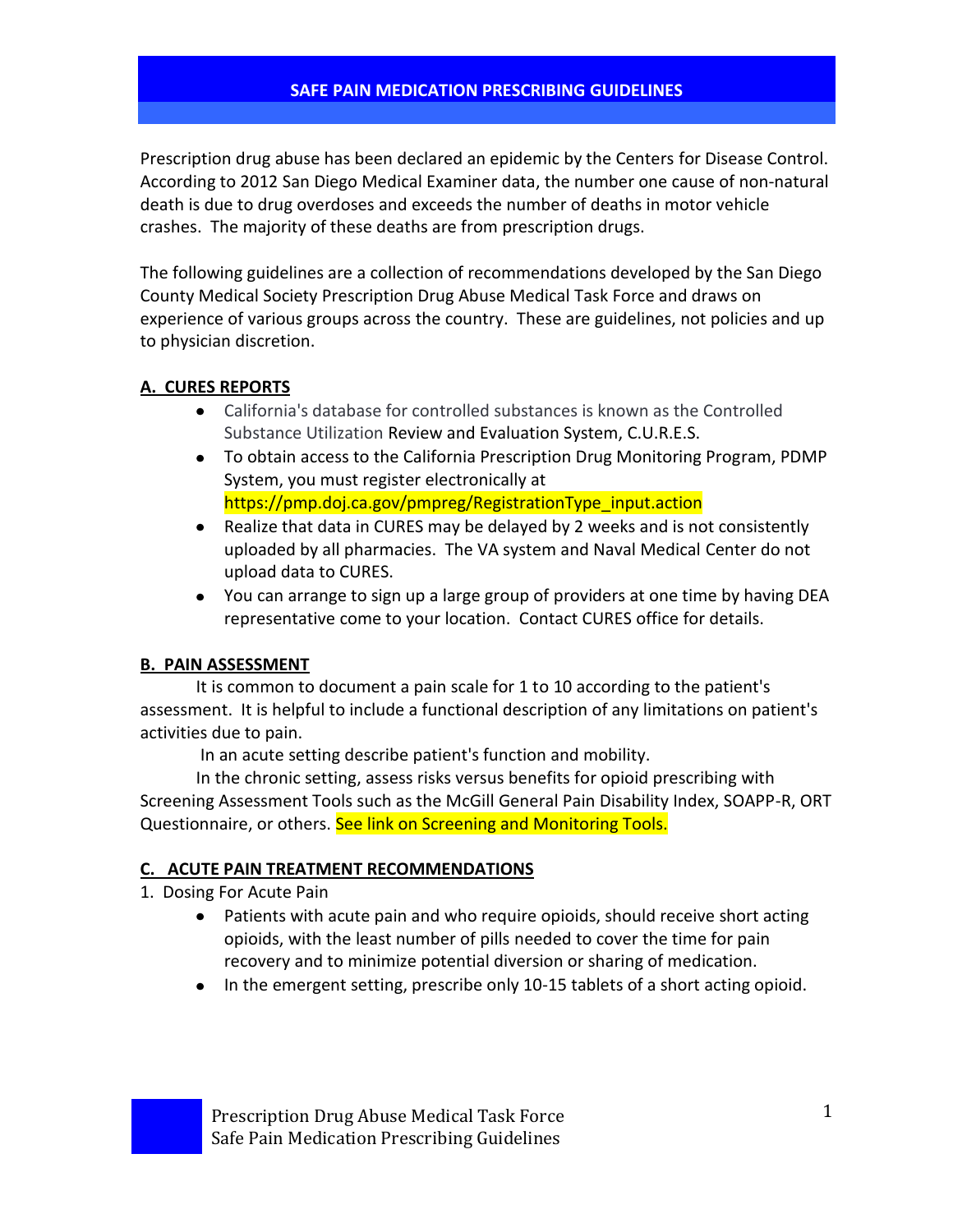# SAFE PAIN MEDICATION PRESCRIBING GUIDELINES

Prescription drug abuse has been declared an epidemic by the Centers for Disease Control. According to 2012 San Diego Medical Examiner data, the number one cause of non-natural death is due to drug overdoses and exceeds the number of deaths in motor vehicle crashes. The majority of these deaths are from prescription drugs.

The following guidelines are a collection of recommendations developed by the San Diego County Medical Society Prescription Drug Abuse Medical Task Force and draws on experience of various groups across the country. These are guidelines, not policies and up to physician discretion.

## A. CURES REPORTS

- California's database for controlled substances is known as the Controlled Substance Utilization Review and Evaluation System, C.U.R.E.S.
- To obtain access to the California Prescription Drug Monitoring Program, PDMP System, you must register electronically at https://pmp.doj.ca.gov/pmpreg/RegistrationType_input.action
- Realize that data in CURES may be delayed by 2 weeks and is not consistently uploaded by all pharmacies. The VA system and Naval Medical Center do not upload data to CURES.
- You can arrange to sign up a large group of providers at one time by having DEA representative come to your location. Contact CURES office for details.

## B. PAIN ASSESSMENT

It is common to document a pain scale for 1 to 10 according to the patient's assessment. It is helpful to include a functional description of any limitations on patient's activities due to pain.

In an acute setting describe patient's function and mobility.

In the chronic setting, assess risks versus benefits for opioid prescribing with Screening Assessment Tools such as the McGill General Pain Disability Index, SOAPP-R, ORT Questionnaire, or others. See link on Screening and Monitoring Tools.

## C. ACUTE PAIN TREATMENT RECOMMENDATIONS

1. Dosing For Acute Pain

- Patients with acute pain and who require opioids, should receive short acting opioids, with the least number of pills needed to cover the time for pain recovery and to minimize potential diversion or sharing of medication.
- In the emergent setting, prescribe only 10-15 tablets of a short acting opioid.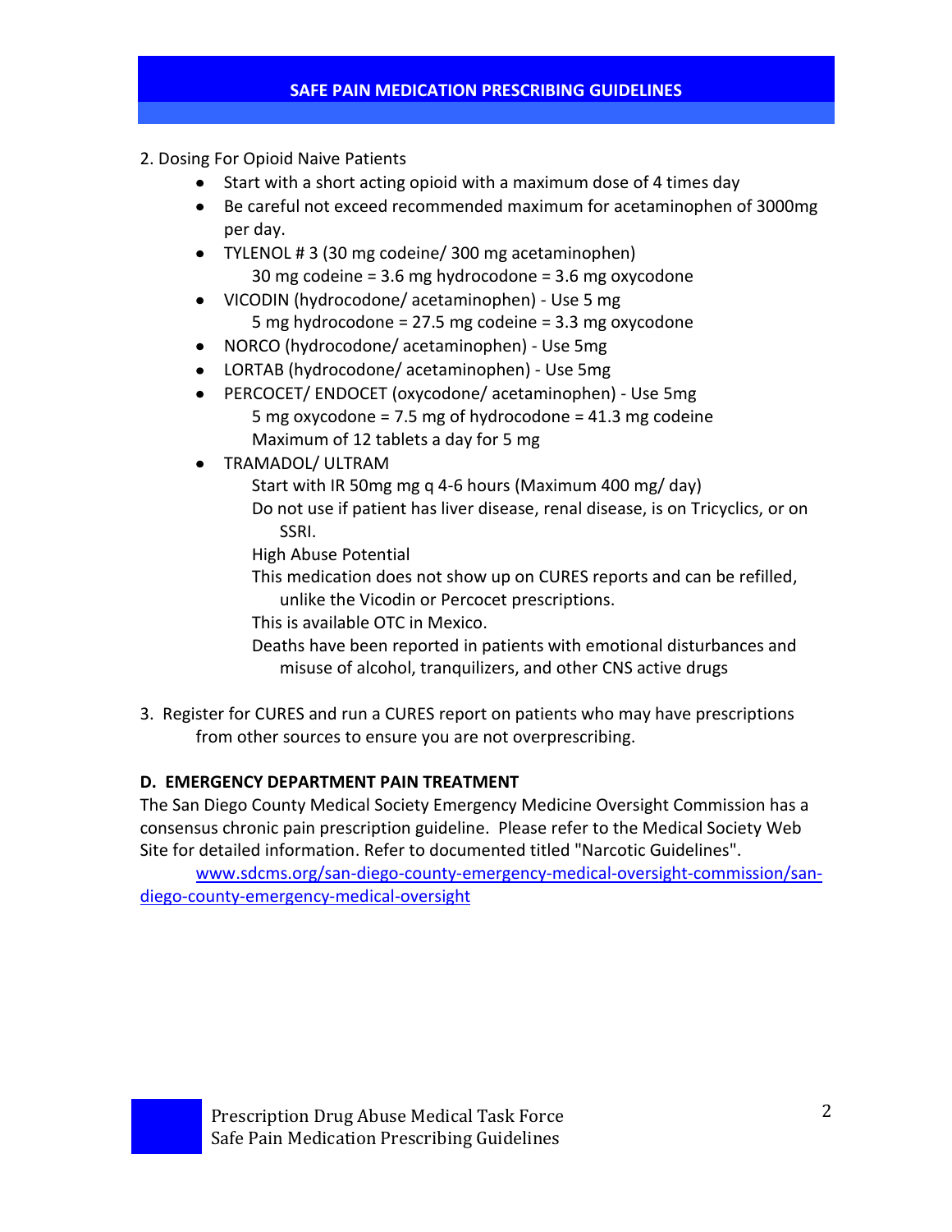2. Dosing For Opioid Naive Patients
   - Start with a short acting opioid with a maximum dose of 4 times day
   - Be careful not exceed recommended maximum for acetaminophen of 3000mg per day.
   - TYLENOL # 3 (30 mg codeine/ 300 mg acetaminophen)
     30 mg codeine = 3.6 mg hydrocodone = 3.6 mg oxycodone
   - VICODIN (hydrocodone/ acetaminophen) - Use 5 mg
     5 mg hydrocodone = 27.5 mg codeine = 3.3 mg oxycodone
   - NORCO (hydrocodone/ acetaminophen) - Use 5mg
   - LORTAB (hydrocodone/ acetaminophen) - Use 5mg
   - PERCOCET/ ENDOCET (oxycodone/ acetaminophen) - Use 5mg
     5 mg oxycodone = 7.5 mg of hydrocodone = 41.3 mg codeine
     Maximum of 12 tablets a day for 5 mg
   - TRAMADOL/ ULTRAM
     Start with IR 50mg mg q 4-6 hours (Maximum 400 mg/ day)
     Do not use if patient has liver disease, renal disease, is on Tricyclics, or on SSRI.
     High Abuse Potential
     This medication does not show up on CURES reports and can be refilled, unlike the Vicodin or Percocet prescriptions.
     This is available OTC in Mexico.
     Deaths have been reported in patients with emotional disturbances and misuse of alcohol, tranquilizers, and other CNS active drugs

3. Register for CURES and run a CURES report on patients who may have prescriptions from other sources to ensure you are not overprescribing.

**D. EMERGENCY DEPARTMENT PAIN TREATMENT**

The San Diego County Medical Society Emergency Medicine Oversight Commission has a consensus chronic pain prescription guideline. Please refer to the Medical Society Web Site for detailed information. Refer to documented titled "Narcotic Guidelines".

www.sdcms.org/san-diego-county-emergency-medical-oversight-commission/san-diego-county-emergency-medical-oversight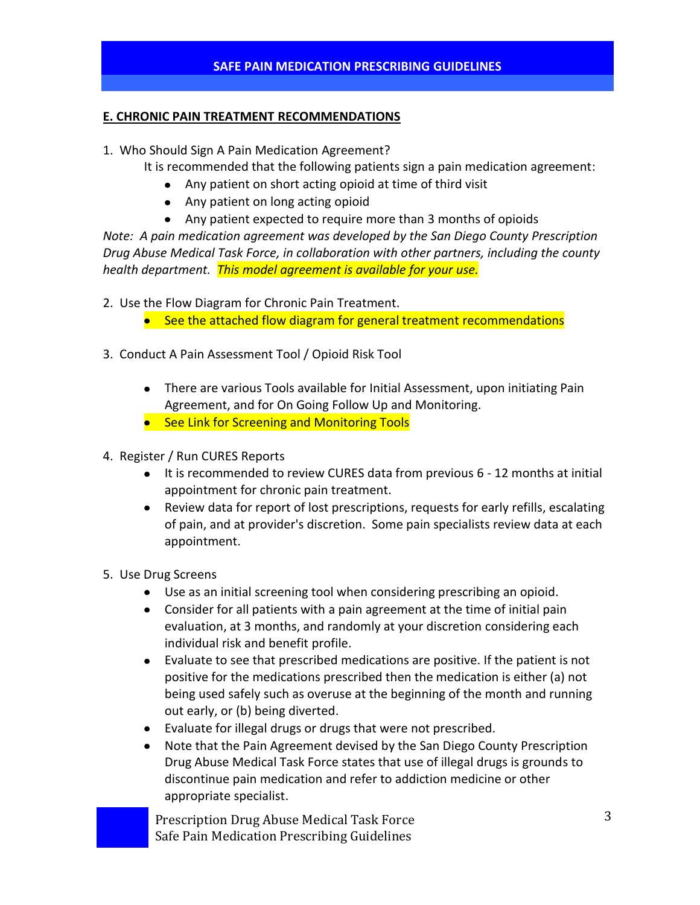## E. CHRONIC PAIN TREATMENT RECOMMENDATIONS

1. Who Should Sign A Pain Medication Agreement?

   It is recommended that the following patients sign a pain medication agreement:

   - Any patient on short acting opioid at time of third visit
   - Any patient on long acting opioid
   - Any patient expected to require more than 3 months of opioids

*Note: A pain medication agreement was developed by the San Diego County Prescription Drug Abuse Medical Task Force, in collaboration with other partners, including the county health department. This model agreement is available for your use.*

2. Use the Flow Diagram for Chronic Pain Treatment.
   - See the attached flow diagram for general treatment recommendations

3. Conduct A Pain Assessment Tool / Opioid Risk Tool
   - There are various Tools available for Initial Assessment, upon initiating Pain Agreement, and for On Going Follow Up and Monitoring.
   - See Link for Screening and Monitoring Tools

4. Register / Run CURES Reports
   - It is recommended to review CURES data from previous 6 - 12 months at initial appointment for chronic pain treatment.
   - Review data for report of lost prescriptions, requests for early refills, escalating of pain, and at provider's discretion. Some pain specialists review data at each appointment.

5. Use Drug Screens
   - Use as an initial screening tool when considering prescribing an opioid.
   - Consider for all patients with a pain agreement at the time of initial pain evaluation, at 3 months, and randomly at your discretion considering each individual risk and benefit profile.
   - Evaluate to see that prescribed medications are positive. If the patient is not positive for the medications prescribed then the medication is either (a) not being used safely such as overuse at the beginning of the month and running out early, or (b) being diverted.
   - Evaluate for illegal drugs or drugs that were not prescribed.
   - Note that the Pain Agreement devised by the San Diego County Prescription Drug Abuse Medical Task Force states that use of illegal drugs is grounds to discontinue pain medication and refer to addiction medicine or other appropriate specialist.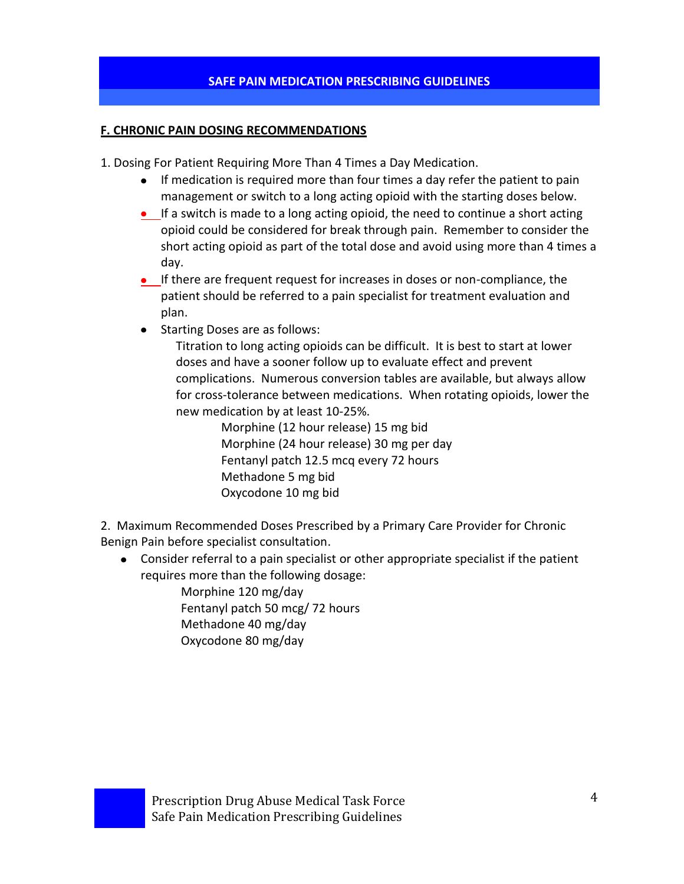## F. CHRONIC PAIN DOSING RECOMMENDATIONS

1. Dosing For Patient Requiring More Than 4 Times a Day Medication.
    - If medication is required more than four times a day refer the patient to pain management or switch to a long acting opioid with the starting doses below.
    - If a switch is made to a long acting opioid, the need to continue a short acting opioid could be considered for break through pain. Remember to consider the short acting opioid as part of the total dose and avoid using more than 4 times a day.
    - If there are frequent request for increases in doses or non-compliance, the patient should be referred to a pain specialist for treatment evaluation and plan.
    - Starting Doses are as follows:

      Titration to long acting opioids can be difficult. It is best to start at lower doses and have a sooner follow up to evaluate effect and prevent complications. Numerous conversion tables are available, but always allow for cross-tolerance between medications. When rotating opioids, lower the new medication by at least 10-25%.

      Morphine (12 hour release) 15 mg bid
      Morphine (24 hour release) 30 mg per day
      Fentanyl patch 12.5 mcq every 72 hours
      Methadone 5 mg bid
      Oxycodone 10 mg bid

2. Maximum Recommended Doses Prescribed by a Primary Care Provider for Chronic Benign Pain before specialist consultation.
    - Consider referral to a pain specialist or other appropriate specialist if the patient requires more than the following dosage:

      Morphine 120 mg/day
      Fentanyl patch 50 mcg/ 72 hours
      Methadone 40 mg/day
      Oxycodone 80 mg/day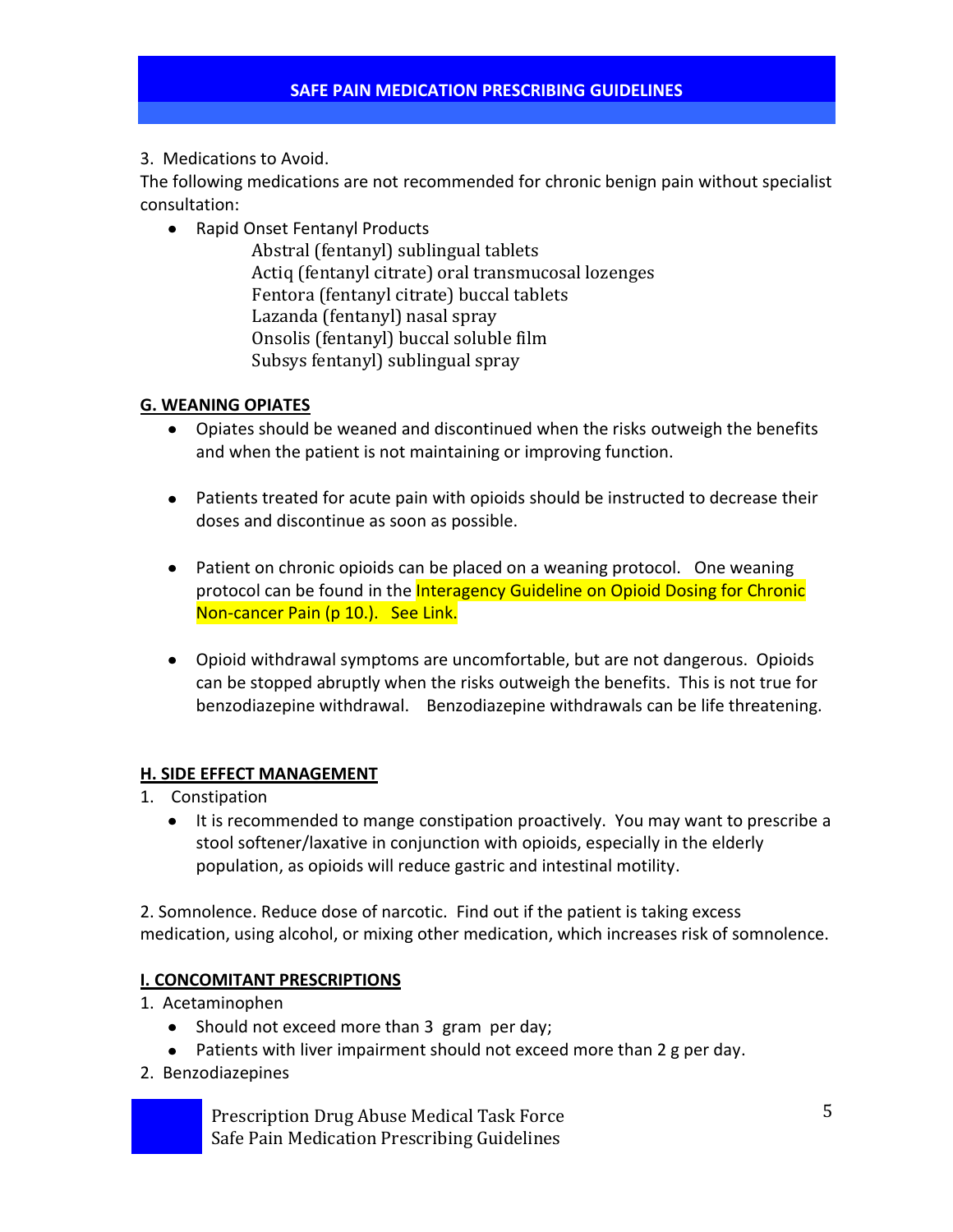3. Medications to Avoid.

The following medications are not recommended for chronic benign pain without specialist consultation:

- Rapid Onset Fentanyl Products
  - Abstral (fentanyl) sublingual tablets
  - Actiq (fentanyl citrate) oral transmucosal lozenges
  - Fentora (fentanyl citrate) buccal tablets
  - Lazanda (fentanyl) nasal spray
  - Onsolis (fentanyl) buccal soluble film
  - Subsys fentanyl) sublingual spray

## G. WEANING OPIATES

- Opiates should be weaned and discontinued when the risks outweigh the benefits and when the patient is not maintaining or improving function.
- Patients treated for acute pain with opioids should be instructed to decrease their doses and discontinue as soon as possible.
- Patient on chronic opioids can be placed on a weaning protocol. One weaning protocol can be found in the Interagency Guideline on Opioid Dosing for Chronic Non-cancer Pain (p 10.). See Link.
- Opioid withdrawal symptoms are uncomfortable, but are not dangerous. Opioids can be stopped abruptly when the risks outweigh the benefits. This is not true for benzodiazepine withdrawal. Benzodiazepine withdrawals can be life threatening.

## H. SIDE EFFECT MANAGEMENT

1. Constipation
   - It is recommended to mange constipation proactively. You may want to prescribe a stool softener/laxative in conjunction with opioids, especially in the elderly population, as opioids will reduce gastric and intestinal motility.

2. Somnolence. Reduce dose of narcotic. Find out if the patient is taking excess medication, using alcohol, or mixing other medication, which increases risk of somnolence.

## I. CONCOMITANT PRESCRIPTIONS

1. Acetaminophen
   - Should not exceed more than 3 gram per day;
   - Patients with liver impairment should not exceed more than 2 g per day.
2. Benzodiazepines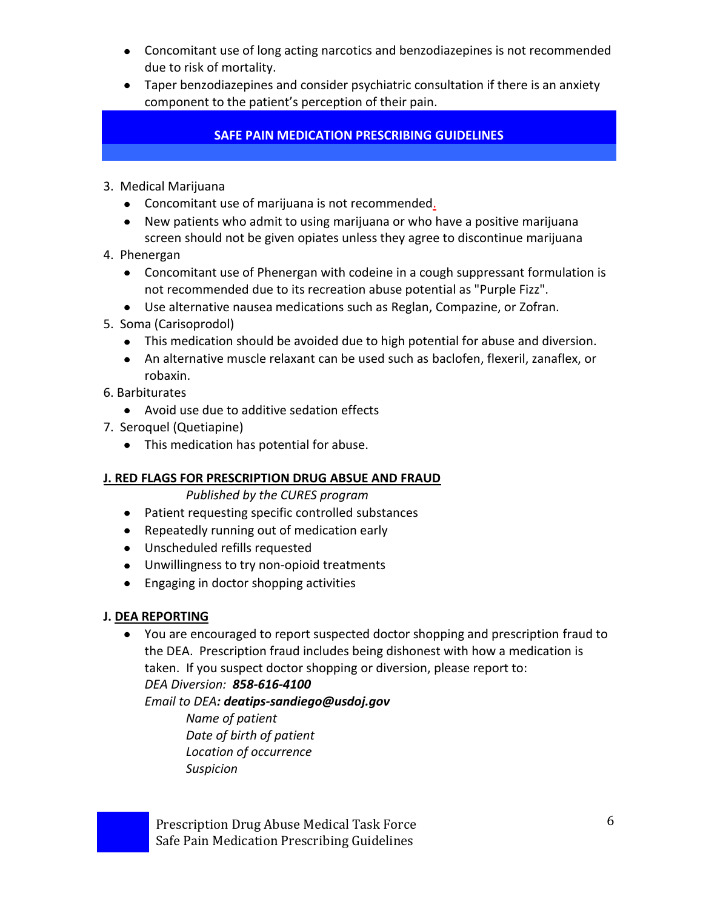- Concomitant use of long acting narcotics and benzodiazepines is not recommended due to risk of mortality.
- Taper benzodiazepines and consider psychiatric consultation if there is an anxiety component to the patient's perception of their pain.

## SAFE PAIN MEDICATION PRESCRIBING GUIDELINES

3. Medical Marijuana
   - Concomitant use of marijuana is not recommended.
   - New patients who admit to using marijuana or who have a positive marijuana screen should not be given opiates unless they agree to discontinue marijuana
4. Phenergan
   - Concomitant use of Phenergan with codeine in a cough suppressant formulation is not recommended due to its recreation abuse potential as "Purple Fizz".
   - Use alternative nausea medications such as Reglan, Compazine, or Zofran.
5. Soma (Carisoprodol)
   - This medication should be avoided due to high potential for abuse and diversion.
   - An alternative muscle relaxant can be used such as baclofen, flexeril, zanaflex, or robaxin.
6. Barbiturates
   - Avoid use due to additive sedation effects
7. Seroquel (Quetiapine)
   - This medication has potential for abuse.

### J. RED FLAGS FOR PRESCRIPTION DRUG ABSUE AND FRAUD

*Published by the CURES program*

- Patient requesting specific controlled substances
- Repeatedly running out of medication early
- Unscheduled refills requested
- Unwillingness to try non-opioid treatments
- Engaging in doctor shopping activities

### J. DEA REPORTING

- You are encouraged to report suspected doctor shopping and prescription fraud to the DEA. Prescription fraud includes being dishonest with how a medication is taken. If you suspect doctor shopping or diversion, please report to:
  *DEA Diversion:* ***858-616-4100***
  *Email to DEA**: deatips-sandiego@usdoj.gov***
    *Name of patient*
    *Date of birth of patient*
    *Location of occurrence*
    *Suspicion*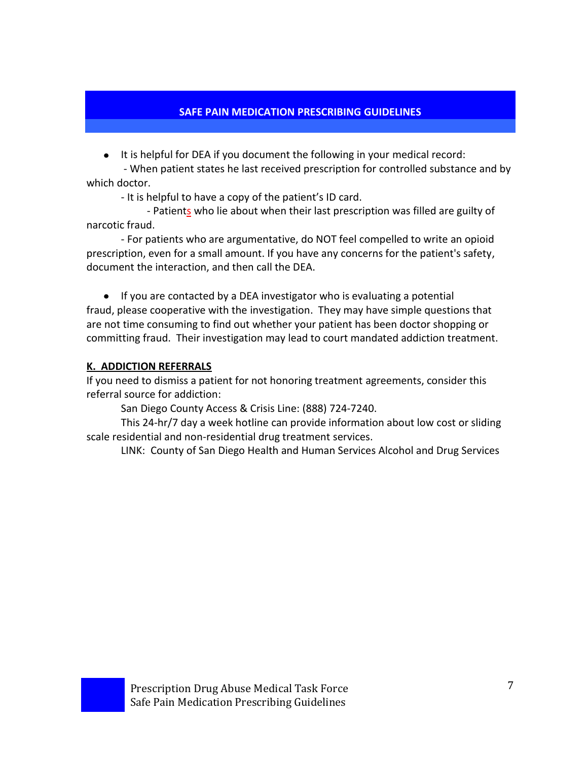- It is helpful for DEA if you document the following in your medical record:

  - When patient states he last received prescription for controlled substance and by which doctor.
  - It is helpful to have a copy of the patient's ID card.
  - Patients who lie about when their last prescription was filled are guilty of narcotic fraud.
  - For patients who are argumentative, do NOT feel compelled to write an opioid prescription, even for a small amount. If you have any concerns for the patient's safety, document the interaction, and then call the DEA.

- If you are contacted by a DEA investigator who is evaluating a potential fraud, please cooperative with the investigation. They may have simple questions that are not time consuming to find out whether your patient has been doctor shopping or committing fraud. Their investigation may lead to court mandated addiction treatment.

**K. ADDICTION REFERRALS**

If you need to dismiss a patient for not honoring treatment agreements, consider this referral source for addiction:

San Diego County Access & Crisis Line: (888) 724-7240.

This 24-hr/7 day a week hotline can provide information about low cost or sliding scale residential and non-residential drug treatment services.

LINK: County of San Diego Health and Human Services Alcohol and Drug Services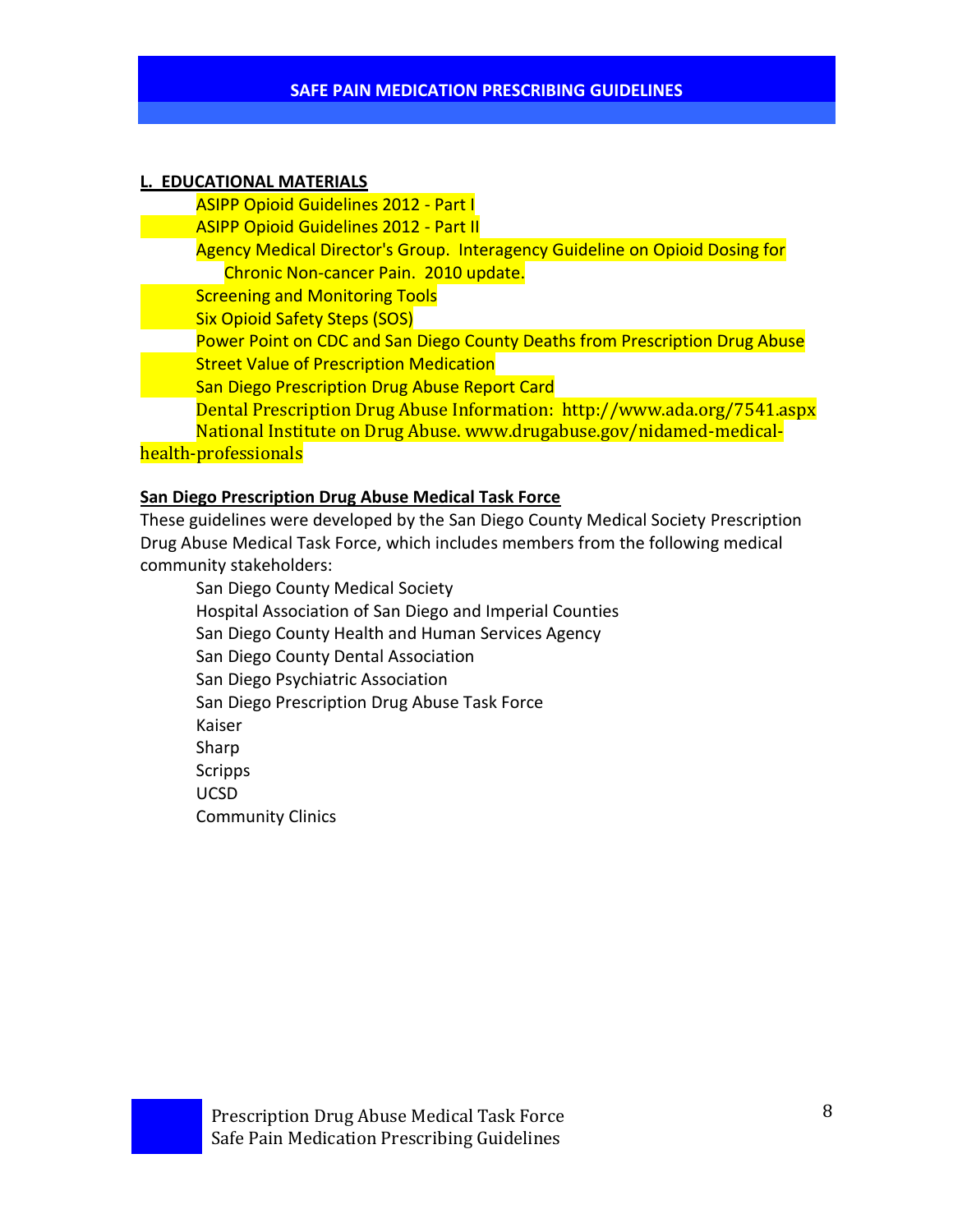## L. EDUCATIONAL MATERIALS

ASIPP Opioid Guidelines 2012 - Part I
ASIPP Opioid Guidelines 2012 - Part II
Agency Medical Director's Group. Interagency Guideline on Opioid Dosing for Chronic Non-cancer Pain. 2010 update.
Screening and Monitoring Tools
Six Opioid Safety Steps (SOS)
Power Point on CDC and San Diego County Deaths from Prescription Drug Abuse
Street Value of Prescription Medication
San Diego Prescription Drug Abuse Report Card
Dental Prescription Drug Abuse Information: http://www.ada.org/7541.aspx
National Institute on Drug Abuse. www.drugabuse.gov/nidamed-medical-health-professionals

### San Diego Prescription Drug Abuse Medical Task Force

These guidelines were developed by the San Diego County Medical Society Prescription Drug Abuse Medical Task Force, which includes members from the following medical community stakeholders:

San Diego County Medical Society
Hospital Association of San Diego and Imperial Counties
San Diego County Health and Human Services Agency
San Diego County Dental Association
San Diego Psychiatric Association
San Diego Prescription Drug Abuse Task Force
Kaiser
Sharp
Scripps
UCSD
Community Clinics